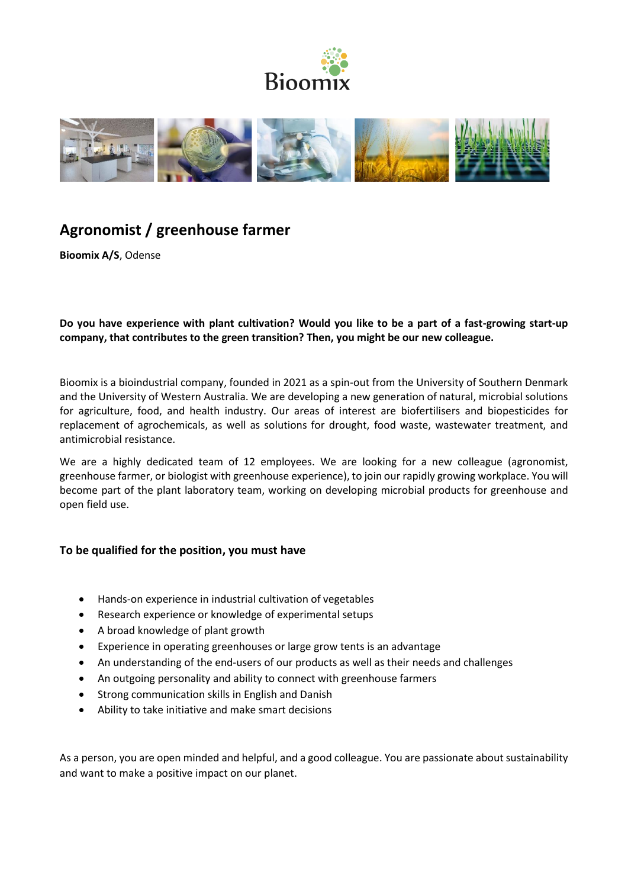# Agronomist / greenhouse farmer

**Bioomix A/S**, Odense

**Do you have experience with plant cultivation? Would you like to be a part of a fast-growing start-up company, that contributes to the green transition? Then, you might be our new colleague.**

Bioomix is a bioindustrial company, founded in 2021 as a spin-out from the University of Southern Denmark and the University of Western Australia. We are developing a new generation of natural, microbial solutions for agriculture, food, and health industry. Our areas of interest are biofertilisers and biopesticides for replacement of agrochemicals, as well as solutions for drought, food waste, wastewater treatment, and antimicrobial resistance.

We are a highly dedicated team of 12 employees. We are looking for a new colleague (agronomist, greenhouse farmer, or biologist with greenhouse experience), to join our rapidly growing workplace. You will become part of the plant laboratory team, working on developing microbial products for greenhouse and open field use.

## To be qualified for the position, you must have

- Hands-on experience in industrial cultivation of vegetables
- Research experience or knowledge of experimental setups
- A broad knowledge of plant growth
- Experience in operating greenhouses or large grow tents is an advantage
- An understanding of the end-users of our products as well as their needs and challenges
- An outgoing personality and ability to connect with greenhouse farmers
- Strong communication skills in English and Danish
- Ability to take initiative and make smart decisions

As a person, you are open minded and helpful, and a good colleague. You are passionate about sustainability and want to make a positive impact on our planet.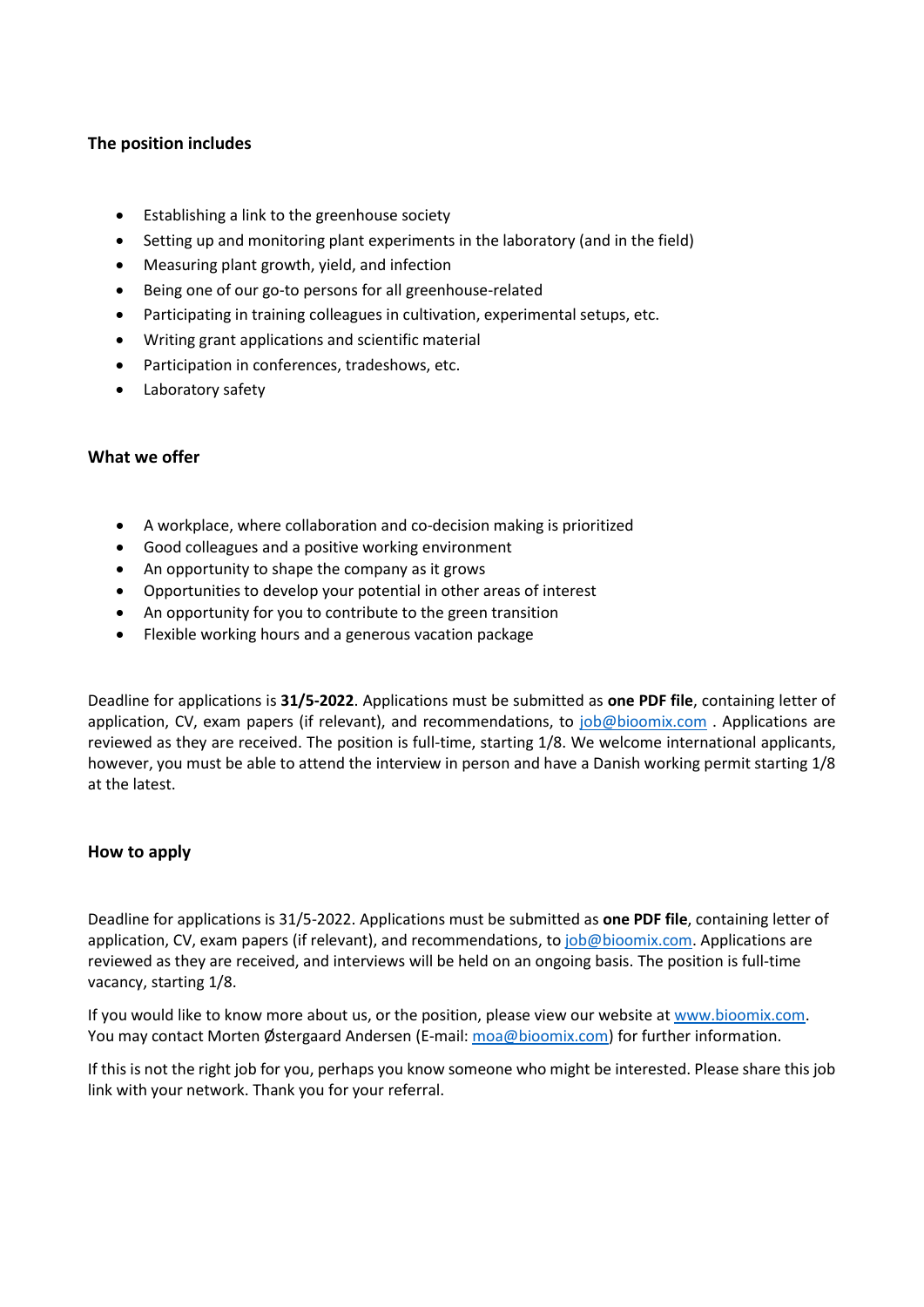## The position includes

- Establishing a link to the greenhouse society
- Setting up and monitoring plant experiments in the laboratory (and in the field)
- Measuring plant growth, yield, and infection
- Being one of our go-to persons for all greenhouse-related
- Participating in training colleagues in cultivation, experimental setups, etc.
- Writing grant applications and scientific material
- Participation in conferences, tradeshows, etc.
- Laboratory safety

## What we offer

- A workplace, where collaboration and co-decision making is prioritized
- Good colleagues and a positive working environment
- An opportunity to shape the company as it grows
- Opportunities to develop your potential in other areas of interest
- An opportunity for you to contribute to the green transition
- Flexible working hours and a generous vacation package

Deadline for applications is **31/5-2022**. Applications must be submitted as **one PDF file**, containing letter of application, CV, exam papers (if relevant), and recommendations, to job@bioomix.com . Applications are reviewed as they are received. The position is full-time, starting 1/8. We welcome international applicants, however, you must be able to attend the interview in person and have a Danish working permit starting 1/8 at the latest.

## How to apply

Deadline for applications is 31/5-2022. Applications must be submitted as **one PDF file**, containing letter of application, CV, exam papers (if relevant), and recommendations, to job@bioomix.com. Applications are reviewed as they are received, and interviews will be held on an ongoing basis. The position is full-time vacancy, starting 1/8.

If you would like to know more about us, or the position, please view our website at www.bioomix.com. You may contact Morten Østergaard Andersen (E-mail: moa@bioomix.com) for further information.

If this is not the right job for you, perhaps you know someone who might be interested. Please share this job link with your network. Thank you for your referral.